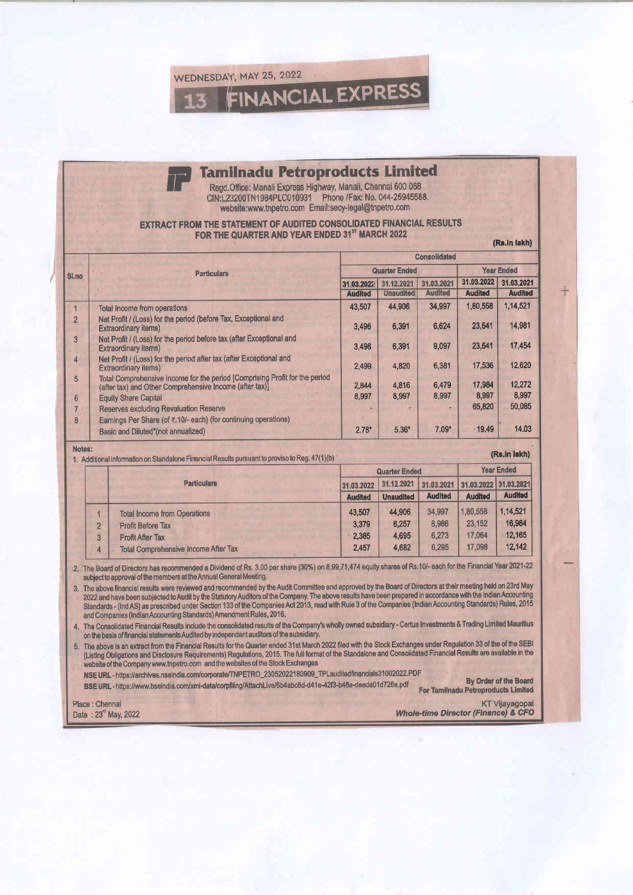WEDNESDAY, MAY 25, 2022

13 FINANCIAL EXPRESS

# Tamilnadu Petroproducts Limited

Regd.Office: Manali Express Highway, Manali, Chennai 600 068
CIN:L23200TN1984PLC010931 Phone /Fax: No. 044-25945588.
website:www.tnpetro.com Email:secy-legal@tnpetro.com

## EXTRACT FROM THE STATEMENT OF AUDITED CONSOLIDATED FINANCIAL RESULTS FOR THE QUARTER AND YEAR ENDED 31ST MARCH 2022

(Rs.in lakh)

| Sl.no | Particulars | Consolidated | | | | |
|---|---|---|---|---|---|---|
| | | Quarter Ended | | | Year Ended | |
| | | 31.03.2022 | 31.12.2021 | 31.03.2021 | 31.03.2022 | 31.03.2021 |
| | | Audited | Unaudited | Audited | Audited | Audited |
| 1 | Total Income from operations | 43,507 | 44,906 | 34,997 | 1,80,558 | 1,14,521 |
| 2 | Net Profit / (Loss) for the period (before Tax, Exceptional and Extraordinary items) | 3,496 | 6,391 | 6,624 | 23,641 | 14,981 |
| 3 | Net Profit / (Loss) for the period before tax (after Exceptional and Extraordinary items) | 3,496 | 6,391 | 9,097 | 23,641 | 17,454 |
| 4 | Net Profit / (Loss) for the period after tax (after Exceptional and Extraordinary items) | 2,499 | 4,820 | 6,381 | 17,536 | 12,620 |
| 5 | Total Comprehensive Income for the period [Comprising Profit for the period (after tax) and Other Comprehensive Income (after tax)] | 2,844 | 4,816 | 6,479 | 17,984 | 12,272 |
| 6 | Equity Share Capital | 8,997 | 8,997 | 8,997 | 8,997 | 8,997 |
| 7 | Reserves excluding Revaluation Reserve | - | - | - | 65,820 | 50,085 |
| 8 | Earnings Per Share (of ₹.10/- each) (for continuing operations) Basic and Diluted*(not annualized) | 2.78* | 5.36* | 7.09* | 19.49 | 14.03 |

**Notes:**

1. Additional information on Standalone Financial Results pursuant to proviso to Reg. 47(1)(b)

(Rs.in lakh)

| | Particulars | Quarter Ended | | | Year Ended | |
|---|---|---|---|---|---|---|
| | | 31.03.2022 | 31.12.2021 | 31.03.2021 | 31.03.2022 | 31.03.2021 |
| | | Audited | Unaudited | Audited | Audited | Audited |
| 1 | Total Income from Operations | 43,507 | 44,906 | 34,997 | 1,80,558 | 1,14,521 |
| 2 | Profit Before Tax | 3,379 | 6,257 | 8,986 | 23,152 | 16,984 |
| 3 | Profit After Tax | 2,385 | 4,695 | 6,273 | 17,064 | 12,165 |
| 4 | Total Comprehensive Income After Tax | 2,457 | 4,682 | 6,295 | 17,098 | 12,142 |

2. The Board of Directors has recommended a Dividend of Rs. 3.00 per share (30%) on 8,99,71,474 equity shares of Rs.10/- each for the Financial Year 2021-22 subject to approval of the members at the Annual General Meeting.
3. The above financial results were reviewed and recommended by the Audit Committee and approved by the Board of Directors at their meeting held on 23rd May 2022 and have been subjected to Audit by the Statutory Auditors of the Company. The above results have been prepared in accordance with the Indian Accounting Standards - (Ind AS) as prescribed under Section 133 of the Companies Act 2013, read with Rule 3 of the Companies (Indian Accounting Standards) Rules, 2015 and Companies (Indian Accounting Standards) Amendment Rules, 2016.
4. The Consolidated Financial Results include the consolidated results of the Company's wholly owned subsidiary - Certus Investments & Trading Limited Mauritius on the basis of financial statements Audited by independent auditors of the subsidiary.
5. The above is an extract from the Financial Results for the Quarter ended 31st March 2022 filed with the Stock Exchanges under Regulation 33 of the of the SEBI (Listing Obligations and Disclosure Requirements) Regulations, 2015. The full format of the Standalone and Consolidated Financial Results are available in the website of the Company www.tnpetro.com and the websites of the Stock Exchanges

NSE URL - https://archives.nseindia.com/corporate/TNPETRO_23052022180909_TPLauditedfinancials31002022.PDF

BSE URL - https://www.bseindia.com/xml-data/corpfiling/AttachLive/6b4abc8d-d41e-42f3-b48a-deeda01d726e.pdf

By Order of the Board
For Tamilnadu Petroproducts Limited

Place : Chennai
Date : 23rd May, 2022

KT Vijayagopal
*Whole-time Director (Finance) & CFO*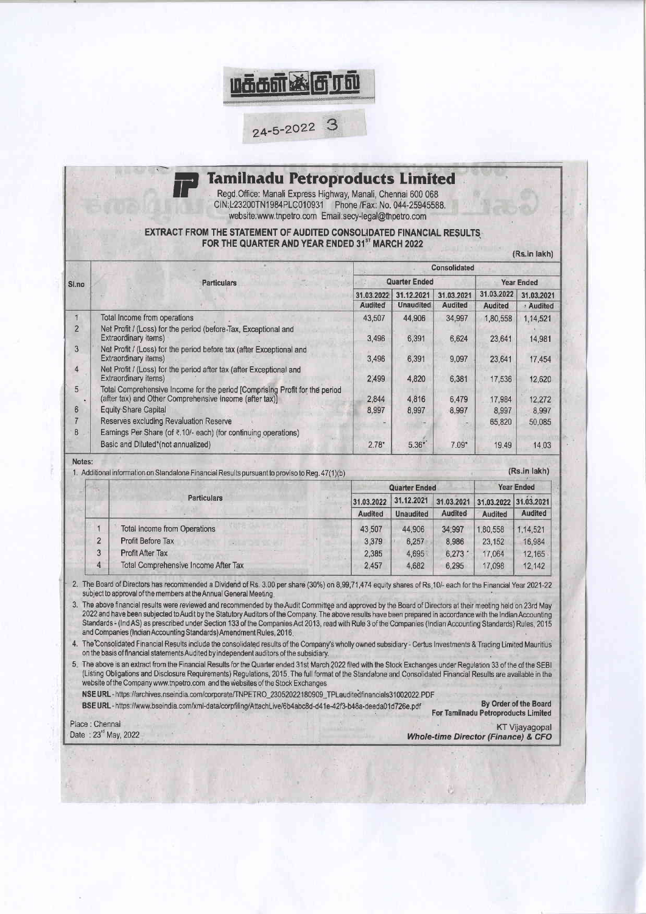மக்கள் குரல்

24-5-2022 3

# Tamilnadu Petroproducts Limited

Regd.Office: Manali Express Highway, Manali, Chennai 600 068
CIN:L23200TN1984PLC010931 Phone /Fax: No. 044-25945588.
website:www.tnpetro.com Email:secy-legal@tnpetro.com

## EXTRACT FROM THE STATEMENT OF AUDITED CONSOLIDATED FINANCIAL RESULTS FOR THE QUARTER AND YEAR ENDED 31ST MARCH 2022

(Rs.in lakh)

| Sl.no | Particulars | Consolidated | | | | |
|---|---|---|---|---|---|---|
| | | Quarter Ended | | | Year Ended | |
| | | 31.03.2022 | 31.12.2021 | 31.03.2021 | 31.03.2022 | 31.03.2021 |
| | | Audited | Unaudited | Audited | Audited | Audited |
| 1 | Total Income from operations | 43,507 | 44,906 | 34,997 | 1,80,558 | 1,14,521 |
| 2 | Net Profit / (Loss) for the period (before Tax, Exceptional and Extraordinary items) | 3,496 | 6,391 | 6,624 | 23,641 | 14,981 |
| 3 | Net Profit / (Loss) for the period before tax (after Exceptional and Extraordinary items) | 3,496 | 6,391 | 9,097 | 23,641 | 17,454 |
| 4 | Net Profit / (Loss) for the period after tax (after Exceptional and Extraordinary items) | 2,499 | 4,820 | 6,381 | 17,536 | 12,620 |
| 5 | Total Comprehensive Income for the period [Comprising Profit for the period (after tax) and Other Comprehensive Income (after tax)] | 2,844 | 4,816 | 6,479 | 17,984 | 12,272 |
| 6 | Equity Share Capital | 8,997 | 8,997 | 8,997 | 8,997 | 8,997 |
| 7 | Reserves excluding Revaluation Reserve | - | - | - | 65,820 | 50,085 |
| 8 | Earnings Per Share (of ₹.10/- each) (for continuing operations) | | | | | |
| | Basic and Diluted*(not annualized) | 2.78* | 5.36* | 7.09* | 19.49 | 14.03 |

**Notes:**

1. Additional information on Standalone Financial Results pursuant to proviso to Reg. 47(1)(b)

(Rs.in lakh)

| | Particulars | Quarter Ended | | | Year Ended | |
|---|---|---|---|---|---|---|
| | | 31.03.2022 | 31.12.2021 | 31.03.2021 | 31.03.2022 | 31.03.2021 |
| | | Audited | Unaudited | Audited | Audited | Audited |
| 1 | Total Income from Operations | 43,507 | 44,906 | 34,997 | 1,80,558 | 1,14,521 |
| 2 | Profit Before Tax | 3,379 | 6,257 | 8,986 | 23,152 | 16,984 |
| 3 | Profit After Tax | 2,385 | 4,695 | 6,273 | 17,064 | 12,165 |
| 4 | Total Comprehensive Income After Tax | 2,457 | 4,682 | 6,295 | 17,098 | 12,142 |

2. The Board of Directors has recommended a Dividend of Rs. 3.00 per share (30%) on 8,99,71,474 equity shares of Rs.10/- each for the Financial Year 2021-22 subject to approval of the members at the Annual General Meeting.

3. The above financial results were reviewed and recommended by the Audit Committee and approved by the Board of Directors at their meeting held on 23rd May 2022 and have been subjected to Audit by the Statutory Auditors of the Company. The above results have been prepared in accordance with the Indian Accounting Standards - (Ind AS) as prescribed under Section 133 of the Companies Act 2013, read with Rule 3 of the Companies (Indian Accounting Standards) Rules, 2015 and Companies (Indian Accounting Standards) Amendment Rules, 2016.

4. The Consolidated Financial Results include the consolidated results of the Company's wholly owned subsidiary - Certus Investments & Trading Limited Mauritius on the basis of financial statements Audited by independent auditors of the subsidiary.

5. The above is an extract from the Financial Results for the Quarter ended 31st March 2022 filed with the Stock Exchanges under Regulation 33 of the of the SEBI (Listing Obligations and Disclosure Requirements) Regulations, 2015. The full format of the Standalone and Consolidated Financial Results are available in the website of the Company www.tnpetro.com and the websites of the Stock Exchanges

NSE URL - https://archives.nseindia.com/corporate/TNPETRO_23052022180909_TPLauditedfinancials31002022.PDF

BSE URL - https://www.bseindia.com/xml-data/corpfiling/AttachLive/6b4abc8d-d41e-42f3-b48a-deeda01d726e.pdf

By Order of the Board
For Tamilnadu Petroproducts Limited

Place : Chennai
Date : 23rd May, 2022

KT Vijayagopal
*Whole-time Director (Finance) & CFO*